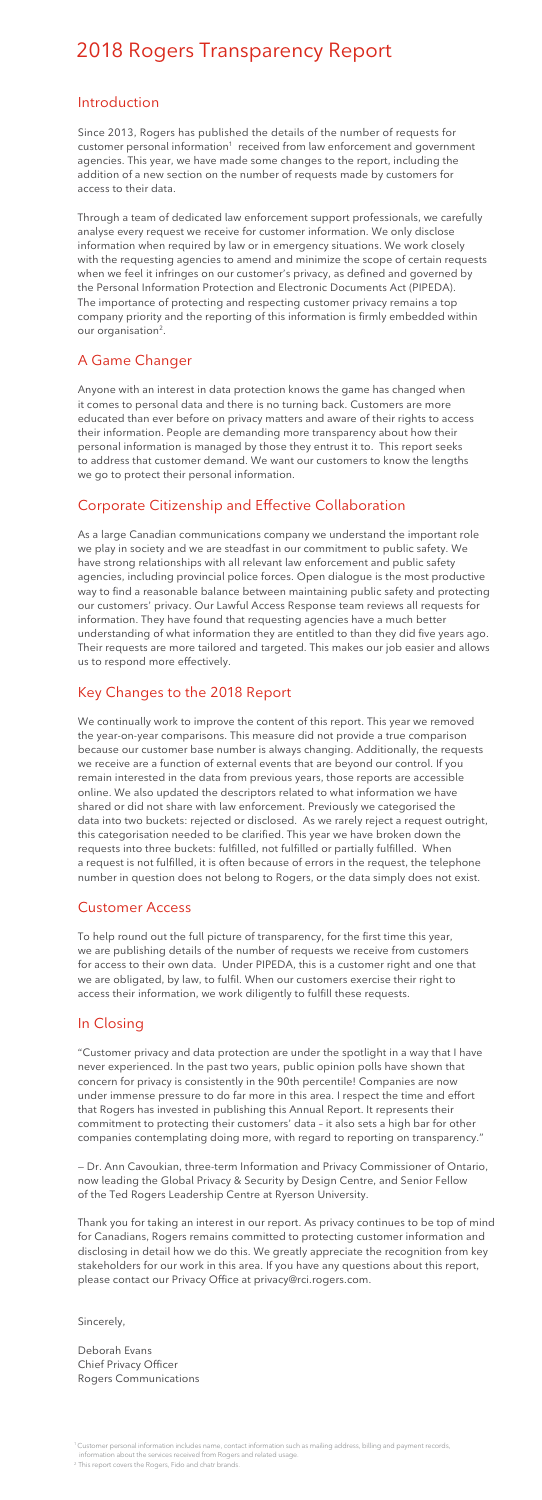# 2018 Rogers Transparency Report

## Introduction

Since 2013, Rogers has published the details of the number of requests for customer personal information[1] received from law enforcement and government agencies. This year, we have made some changes to the report, including the addition of a new section on the number of requests made by customers for access to their data.

Through a team of dedicated law enforcement support professionals, we carefully analyse every request we receive for customer information. We only disclose information when required by law or in emergency situations. We work closely with the requesting agencies to amend and minimize the scope of certain requests when we feel it infringes on our customer's privacy, as defined and governed by the Personal Information Protection and Electronic Documents Act (PIPEDA). The importance of protecting and respecting customer privacy remains a top company priority and the reporting of this information is firmly embedded within our organisation[2].

## A Game Changer

Anyone with an interest in data protection knows the game has changed when it comes to personal data and there is no turning back. Customers are more educated than ever before on privacy matters and aware of their rights to access their information. People are demanding more transparency about how their personal information is managed by those they entrust it to. This report seeks to address that customer demand. We want our customers to know the lengths we go to protect their personal information.

## Corporate Citizenship and Effective Collaboration

As a large Canadian communications company we understand the important role we play in society and we are steadfast in our commitment to public safety. We have strong relationships with all relevant law enforcement and public safety agencies, including provincial police forces. Open dialogue is the most productive way to find a reasonable balance between maintaining public safety and protecting our customers' privacy. Our Lawful Access Response team reviews all requests for information. They have found that requesting agencies have a much better understanding of what information they are entitled to than they did five years ago. Their requests are more tailored and targeted. This makes our job easier and allows us to respond more effectively.

## Key Changes to the 2018 Report

We continually work to improve the content of this report. This year we removed the year-on-year comparisons. This measure did not provide a true comparison because our customer base number is always changing. Additionally, the requests we receive are a function of external events that are beyond our control. If you remain interested in the data from previous years, those reports are accessible online. We also updated the descriptors related to what information we have shared or did not share with law enforcement. Previously we categorised the data into two buckets: rejected or disclosed. As we rarely reject a request outright, this categorisation needed to be clarified. This year we have broken down the requests into three buckets: fulfilled, not fulfilled or partially fulfilled. When a request is not fulfilled, it is often because of errors in the request, the telephone number in question does not belong to Rogers, or the data simply does not exist.

## Customer Access

To help round out the full picture of transparency, for the first time this year, we are publishing details of the number of requests we receive from customers for access to their own data. Under PIPEDA, this is a customer right and one that we are obligated, by law, to fulfil. When our customers exercise their right to access their information, we work diligently to fulfill these requests.

## In Closing

"Customer privacy and data protection are under the spotlight in a way that I have never experienced. In the past two years, public opinion polls have shown that concern for privacy is consistently in the 90th percentile! Companies are now under immense pressure to do far more in this area. I respect the time and effort that Rogers has invested in publishing this Annual Report. It represents their commitment to protecting their customers' data – it also sets a high bar for other companies contemplating doing more, with regard to reporting on transparency."

— Dr. Ann Cavoukian, three-term Information and Privacy Commissioner of Ontario, now leading the Global Privacy & Security by Design Centre, and Senior Fellow of the Ted Rogers Leadership Centre at Ryerson University.

Thank you for taking an interest in our report. As privacy continues to be top of mind for Canadians, Rogers remains committed to protecting customer information and disclosing in detail how we do this. We greatly appreciate the recognition from key stakeholders for our work in this area. If you have any questions about this report, please contact our Privacy Office at privacy@rci.rogers.com.

Sincerely,

Deborah Evans
Chief Privacy Officer
Rogers Communications

[1] Customer personal information includes name, contact information such as mailing address, billing and payment records, information about the services received from Rogers and related usage.
[2] This report covers the Rogers, Fido and chatr brands.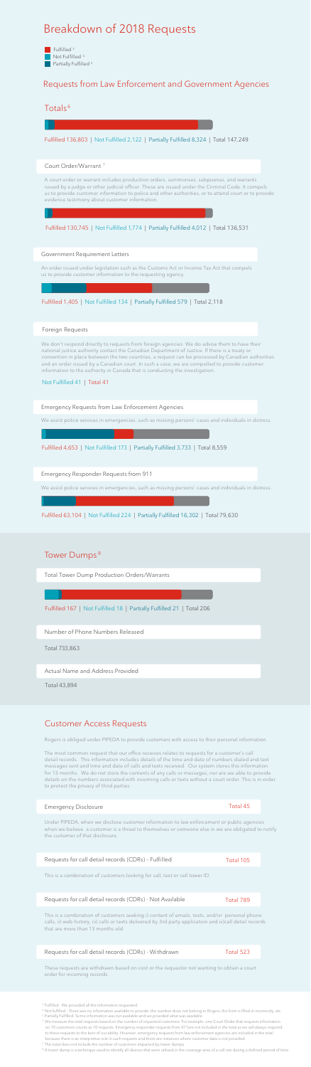# Breakdown of 2018 Requests

Fulfilled[1]
Not Fulfilled[2]
Partially Fulfilled[3]

## Requests from Law Enforcement and Government Agencies

### Totals[6]

Fulfilled 136,803 | Not Fulfilled 2,122 | Partially Fulfilled 8,324 | Total 147,249

### Court Order/Warrant[7]

A court order or warrant includes production orders, summonses, subpoenas, and warrants issued by a judge or other judicial officer. These are issued under the Criminal Code. It compels us to provide customer information to police and other authorities, or to attend court or to provide evidence testimony about customer information.

Fulfilled 130,745 | Not Fulfilled 1,774 | Partially Fulfilled 4,012 | Total 136,531

### Government Requirement Letters

An order issued under legislation such as the Customs Act or Income Tax Act that compels us to provide customer information to the requesting agency.

Fulfilled 1,405 | Not Fulfilled 134 | Partially Fulfilled 579 | Total 2,118

### Foreign Requests

We don't respond directly to requests from foreign agencies. We do advise them to have their national justice authority contact the Canadian Department of Justice. If there is a treaty or convention in place between the two countries, a request can be processed by Canadian authorities and an order issued by a Canadian court. In such a case, we are compelled to provide customer information to the authority in Canada that is conducting the investigation.

Not Fulfilled 41 | Total 41

### Emergency Requests from Law Enforcement Agencies

We assist police services in emergencies, such as missing persons' cases and individuals in distress.

Fulfilled 4,653 | Not Fulfilled 173 | Partially Fulfilled 3,733 | Total 8,559

### Emergency Responder Requests from 911

We assist police services in emergencies, such as missing persons' cases and individuals in distress.

Fulfilled 63,104 | Not Fulfilled 224 | Partially Fulfilled 16,302 | Total 79,630

## Tower Dumps[8]

### Total Tower Dump Production Orders/Warrants

Fulfilled 167 | Not Fulfilled 18 | Partially Fulfilled 21 | Total 206

### Number of Phone Numbers Released

Total 733,863

### Actual Name and Address Provided

Total 43,894

## Customer Access Requests

Rogers is obliged under PIPEDA to provide customers with access to their personal information.

The most common request that our office receives relates to requests for a customer's call detail records. This information includes details of the time and date of numbers dialed and text messages sent and time and date of calls and texts received. Our system stores this information for 13 months. We do not store the contents of any calls or messages, nor are we able to provide details on the numbers associated with incoming calls or texts without a court order. This is in order to protect the privacy of third parties.

### Emergency Disclosure — Total 45

Under PIPEDA, when we disclose customer information to law enforcement or public agencies when we believe a customer is a threat to themselves or someone else in we are obligated to notify the customer of that disclosure.

### Requests for call detail records (CDRs) - Fulfilled — Total 105

This is a combination of customers looking for call, text or cell tower ID.

### Requests for call detail records (CDRs) - Not Available — Total 789

This is a combination of customers seeking i) content of emails, texts, and/or personal phone calls; ii) web history, iii) calls or texts delivered by 3rd party application and iv)call detail records that are more than 13 months old.

### Requests for call detail records (CDRs) - Withdrawn — Total 523

These requests are withdrawn based on cost or the requestor not wanting to obtain a court order for incoming records.

---

[1] Fulfilled - We provided all the information requested.
[2] Not fulfilled - There was no information available to provide, the number does not belong to Rogers, the form is filled in incorrectly, etc.
[3] Partially fulfilled - Some information was not available and we provided what was available.
[6] We measure the total requests based on the number of impacted customers. For example, one Court Order that requests information on 10 customers counts as 10 requests. Emergency responder requests from 911 are not included in the total as we will always respond to these requests to the best of our ability. However, emergency requests from law enforcement agencies are included in the total because there is an interpretive role in such requests and there are instances where customer data is not provided.
[7] The total does not include the number of customers impacted by tower dumps.
[8] A tower dump is a technique used to identify all devices that were utilized in the coverage area of a cell site during a defined period of time.